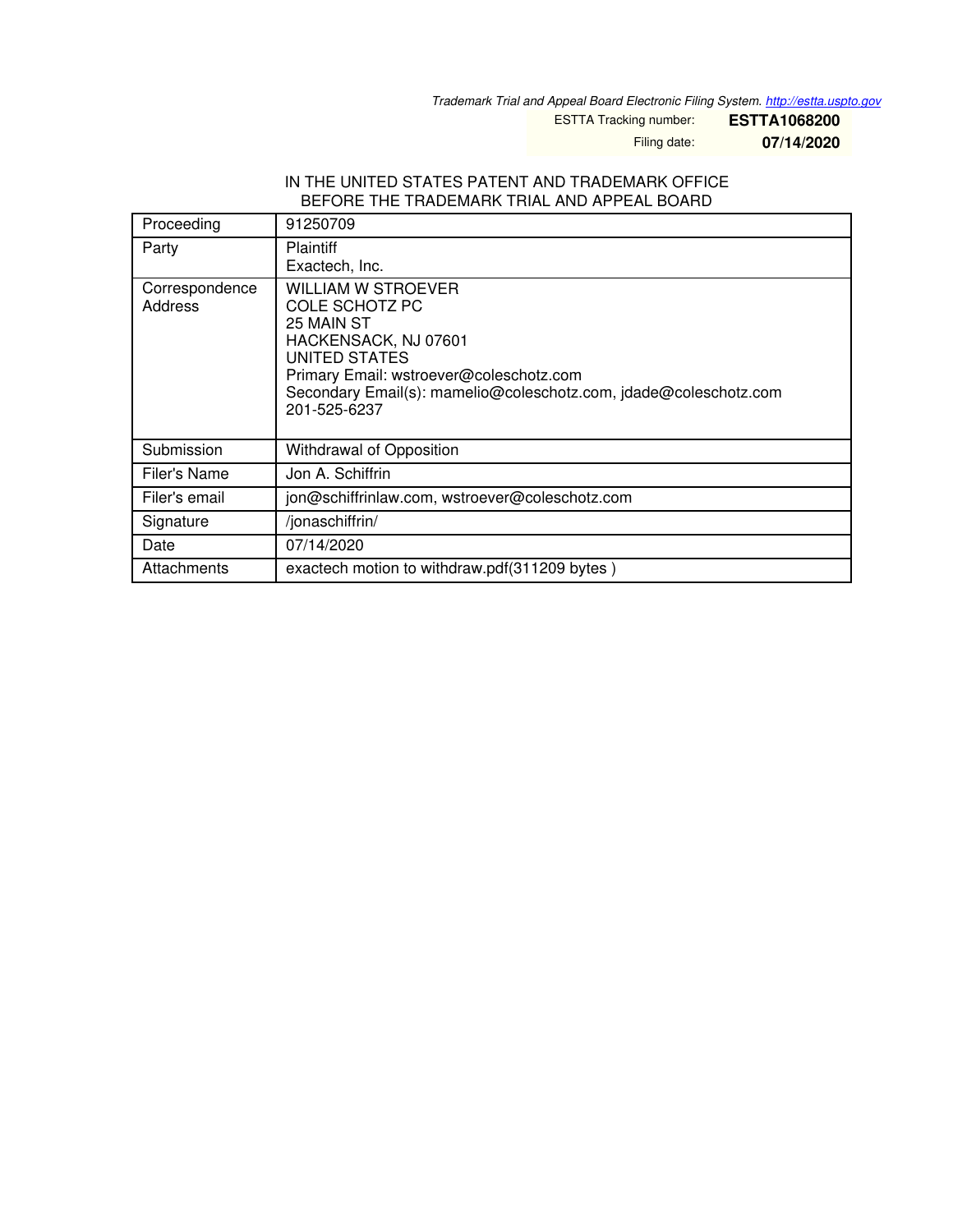*Trademark Trial and Appeal Board Electronic Filing System. http://estta.uspto.gov*

ESTTA Tracking number: **ESTTA1068200**

Filing date: **07/14/2020**

IN THE UNITED STATES PATENT AND TRADEMARK OFFICE
BEFORE THE TRADEMARK TRIAL AND APPEAL BOARD

| | |
|---|---|
| Proceeding | 91250709 |
| Party | Plaintiff<br>Exactech, Inc. |
| Correspondence Address | WILLIAM W STROEVER<br>COLE SCHOTZ PC<br>25 MAIN ST<br>HACKENSACK, NJ 07601<br>UNITED STATES<br>Primary Email: wstroever@coleschotz.com<br>Secondary Email(s): mamelio@coleschotz.com, jdade@coleschotz.com<br>201-525-6237 |
| Submission | Withdrawal of Opposition |
| Filer's Name | Jon A. Schiffrin |
| Filer's email | jon@schiffrinlaw.com, wstroever@coleschotz.com |
| Signature | /jonaschiffrin/ |
| Date | 07/14/2020 |
| Attachments | exactech motion to withdraw.pdf(311209 bytes ) |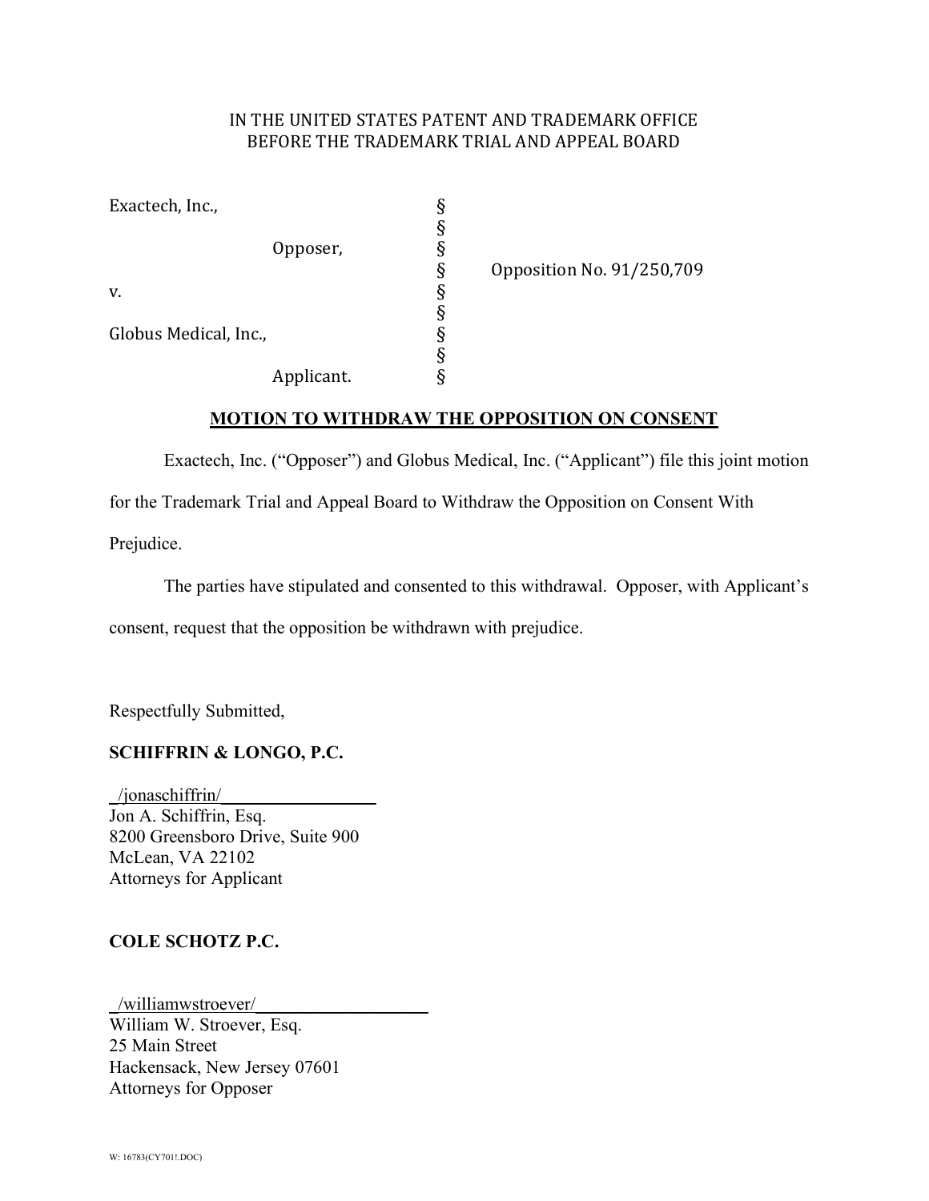IN THE UNITED STATES PATENT AND TRADEMARK OFFICE
BEFORE THE TRADEMARK TRIAL AND APPEAL BOARD

| | | |
|---|---|---|
| Exactech, Inc., | § | |
| | § | |
| Opposer, | § | |
| | § | Opposition No. 91/250,709 |
| v. | § | |
| | § | |
| Globus Medical, Inc., | § | |
| | § | |
| Applicant. | § | |

## **MOTION TO WITHDRAW THE OPPOSITION ON CONSENT**

Exactech, Inc. ("Opposer") and Globus Medical, Inc. ("Applicant") file this joint motion for the Trademark Trial and Appeal Board to Withdraw the Opposition on Consent With Prejudice.

The parties have stipulated and consented to this withdrawal. Opposer, with Applicant's consent, request that the opposition be withdrawn with prejudice.

Respectfully Submitted,

**SCHIFFRIN & LONGO, P.C.**

_/jonaschiffrin/_________________
Jon A. Schiffrin, Esq.
8200 Greensboro Drive, Suite 900
McLean, VA 22102
Attorneys for Applicant

**COLE SCHOTZ P.C.**

_/williamwstroever/___________________
William W. Stroever, Esq.
25 Main Street
Hackensack, New Jersey 07601
Attorneys for Opposer

W: 16783(CY701!.DOC)